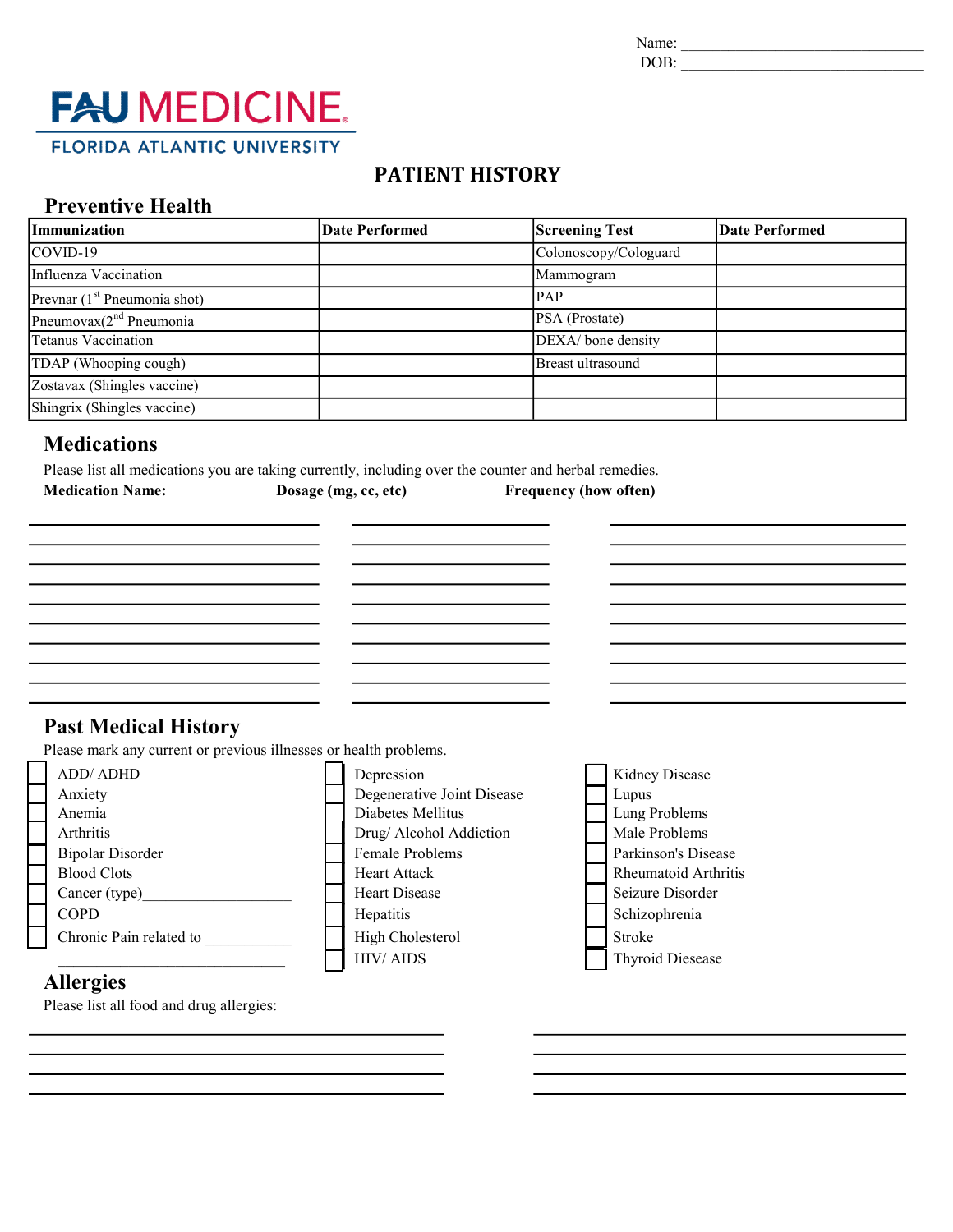Name: ______________________________
DOB: ______________________________

FAU MEDICINE
FLORIDA ATLANTIC UNIVERSITY

# PATIENT HISTORY

## Preventive Health

| Immunization | Date Performed | Screening Test | Date Performed |
|---|---|---|---|
| COVID-19 | | Colonoscopy/Cologuard | |
| Influenza Vaccination | | Mammogram | |
| Prevnar (1st Pneumonia shot) | | PAP | |
| Pneumovax(2nd Pneumonia | | PSA (Prostate) | |
| Tetanus Vaccination | | DEXA/ bone density | |
| TDAP (Whooping cough) | | Breast ultrasound | |
| Zostavax (Shingles vaccine) | | | |
| Shingrix (Shingles vaccine) | | | |

## Medications

Please list all medications you are taking currently, including over the counter and herbal remedies.

| Medication Name: | Dosage (mg, cc, etc) | Frequency (how often) |
|---|---|---|
| | | |
| | | |
| | | |
| | | |
| | | |
| | | |
| | | |
| | | |
| | | |
| | | |

## Past Medical History

Please mark any current or previous illnesses or health problems.

- [ ] ADD/ ADHD
- [ ] Anxiety
- [ ] Anemia
- [ ] Arthritis
- [ ] Bipolar Disorder
- [ ] Blood Clots
- [ ] Cancer (type)__________________
- [ ] COPD
- [ ] Chronic Pain related to ___________ ____________________________
- [ ] Depression
- [ ] Degenerative Joint Disease
- [ ] Diabetes Mellitus
- [ ] Drug/ Alcohol Addiction
- [ ] Female Problems
- [ ] Heart Attack
- [ ] Heart Disease
- [ ] Hepatitis
- [ ] High Cholesterol
- [ ] HIV/ AIDS
- [ ] Kidney Disease
- [ ] Lupus
- [ ] Lung Problems
- [ ] Male Problems
- [ ] Parkinson's Disease
- [ ] Rheumatoid Arthritis
- [ ] Seizure Disorder
- [ ] Schizophrenia
- [ ] Stroke
- [ ] Thyroid Diesease

## Allergies

Please list all food and drug allergies:

_____________________________________________ _____________________________________________
_____________________________________________ _____________________________________________
_____________________________________________ _____________________________________________
_____________________________________________ _____________________________________________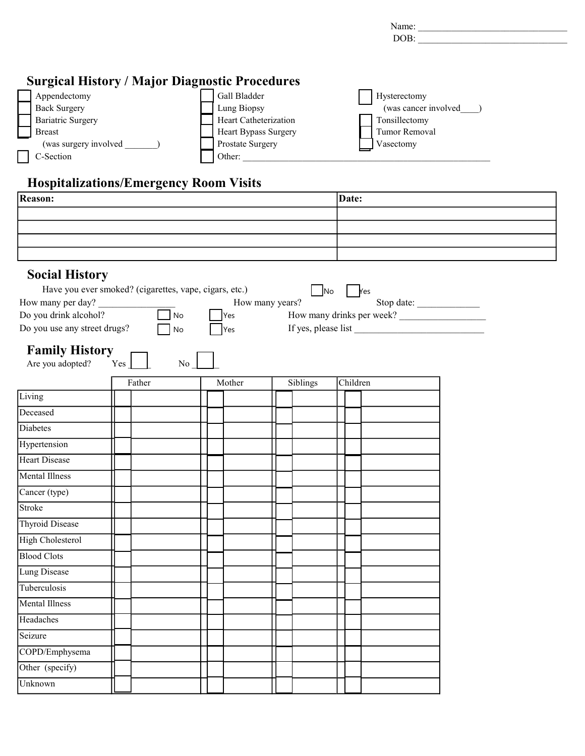Name: ______________________________
DOB: ______________________________

## Surgical History / Major Diagnostic Procedures

- ☐ Appendectomy
- ☐ Back Surgery
- ☐ Bariatric Surgery
- ☐ Breast
  (was surgery involved _______)
- ☐ C-Section
- ☐ Gall Bladder
- ☐ Lung Biopsy
- ☐ Heart Catheterization
- ☐ Heart Bypass Surgery
- ☐ Prostate Surgery
- ☐ Other: _______________________________________________________
- ☐ Hysterectomy
  (was cancer involved____)
- ☐ Tonsillectomy
- ☐ Tumor Removal
- ☐ Vasectomy

## Hospitalizations/Emergency Room Visits

| Reason: | Date: |
| --- | --- |
| | |
| | |
| | |
| | |

## Social History

Have you ever smoked? (cigarettes, vape, cigars, etc.) ☐ No ☐ Yes

How many per day? ________________ How many years? Stop date: _____________

Do you drink alcohol? ☐ No ☐ Yes How many drinks per week? __________________

Do you use any street drugs? ☐ No ☐ Yes If yes, please list ___________________________

## Family History

Are you adopted? Yes ☐ No ☐

| | Father | Mother | Siblings | Children |
| --- | --- | --- | --- | --- |
| Living | ☐ | ☐ | ☐ | ☐ |
| Deceased | ☐ | ☐ | ☐ | ☐ |
| Diabetes | ☐ | ☐ | ☐ | ☐ |
| Hypertension | ☐ | ☐ | ☐ | ☐ |
| Heart Disease | ☐ | ☐ | ☐ | ☐ |
| Mental Illness | ☐ | ☐ | ☐ | ☐ |
| Cancer (type) | ☐ | ☐ | ☐ | ☐ |
| Stroke | ☐ | ☐ | ☐ | ☐ |
| Thyroid Disease | ☐ | ☐ | ☐ | ☐ |
| High Cholesterol | ☐ | ☐ | ☐ | ☐ |
| Blood Clots | ☐ | ☐ | ☐ | ☐ |
| Lung Disease | ☐ | ☐ | ☐ | ☐ |
| Tuberculosis | ☐ | ☐ | ☐ | ☐ |
| Mental Illness | ☐ | ☐ | ☐ | ☐ |
| Headaches | ☐ | ☐ | ☐ | ☐ |
| Seizure | ☐ | ☐ | ☐ | ☐ |
| COPD/Emphysema | ☐ | ☐ | ☐ | ☐ |
| Other (specify) | ☐ | ☐ | ☐ | ☐ |
| Unknown | ☐ | ☐ | ☐ | ☐ |